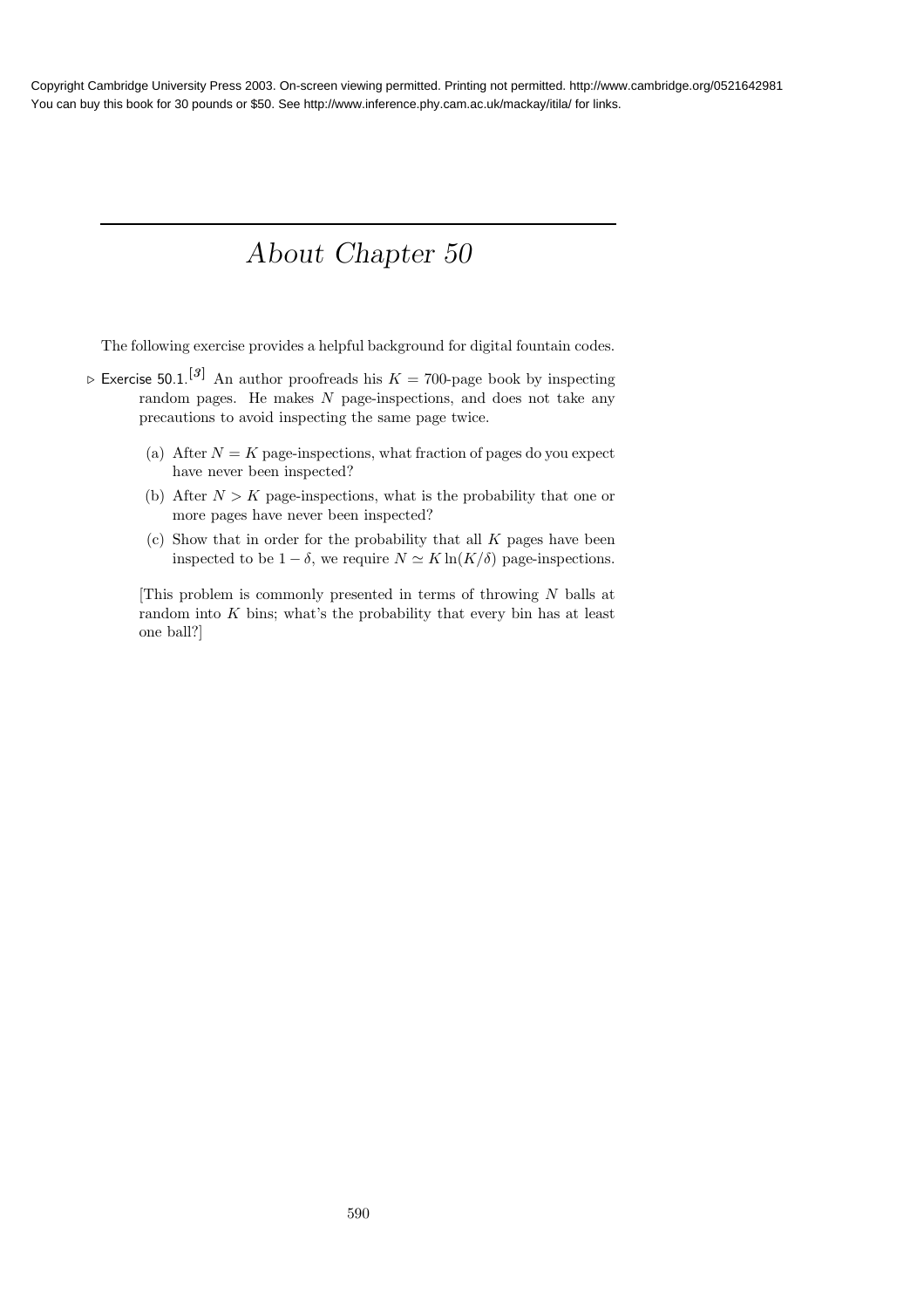# About Chapter 50

The following exercise provides a helpful background for digital fountain codes.

▷ Exercise 50.1.[3] An author proofreads his $K = 700$-page book by inspecting random pages. He makes $N$ page-inspections, and does not take any precautions to avoid inspecting the same page twice.

(a) After $N = K$ page-inspections, what fraction of pages do you expect have never been inspected?

(b) After $N > K$ page-inspections, what is the probability that one or more pages have never been inspected?

(c) Show that in order for the probability that all $K$ pages have been inspected to be $1 - \delta$, we require $N \simeq K \ln(K/\delta)$ page-inspections.

[This problem is commonly presented in terms of throwing $N$ balls at random into $K$ bins; what's the probability that every bin has at least one ball?]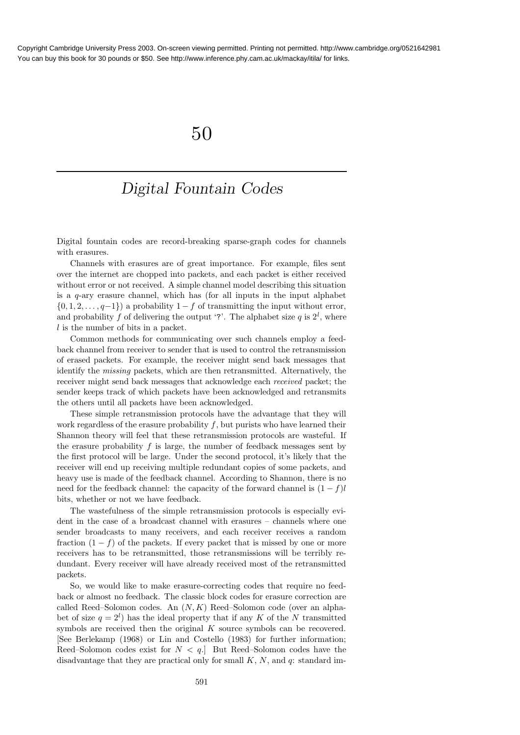# 50

## Digital Fountain Codes

Digital fountain codes are record-breaking sparse-graph codes for channels with erasures.

Channels with erasures are of great importance. For example, files sent over the internet are chopped into packets, and each packet is either received without error or not received. A simple channel model describing this situation is a $q$-ary erasure channel, which has (for all inputs in the input alphabet $\{0, 1, 2, \ldots, q-1\}$) a probability $1 - f$ of transmitting the input without error, and probability $f$ of delivering the output '?'. The alphabet size $q$ is $2^l$, where $l$ is the number of bits in a packet.

Common methods for communicating over such channels employ a feedback channel from receiver to sender that is used to control the retransmission of erased packets. For example, the receiver might send back messages that identify the *missing* packets, which are then retransmitted. Alternatively, the receiver might send back messages that acknowledge each *received* packet; the sender keeps track of which packets have been acknowledged and retransmits the others until all packets have been acknowledged.

These simple retransmission protocols have the advantage that they will work regardless of the erasure probability $f$, but purists who have learned their Shannon theory will feel that these retransmission protocols are wasteful. If the erasure probability $f$ is large, the number of feedback messages sent by the first protocol will be large. Under the second protocol, it's likely that the receiver will end up receiving multiple redundant copies of some packets, and heavy use is made of the feedback channel. According to Shannon, there is no need for the feedback channel: the capacity of the forward channel is $(1 - f)l$ bits, whether or not we have feedback.

The wastefulness of the simple retransmission protocols is especially evident in the case of a broadcast channel with erasures – channels where one sender broadcasts to many receivers, and each receiver receives a random fraction $(1 - f)$ of the packets. If every packet that is missed by one or more receivers has to be retransmitted, those retransmissions will be terribly redundant. Every receiver will have already received most of the retransmitted packets.

So, we would like to make erasure-correcting codes that require no feedback or almost no feedback. The classic block codes for erasure correction are called Reed–Solomon codes. An $(N, K)$ Reed–Solomon code (over an alphabet of size $q = 2^l$) has the ideal property that if any $K$ of the $N$ transmitted symbols are received then the original $K$ source symbols can be recovered. [See Berlekamp (1968) or Lin and Costello (1983) for further information; Reed–Solomon codes exist for $N < q$.] But Reed–Solomon codes have the disadvantage that they are practical only for small $K$, $N$, and $q$: standard im-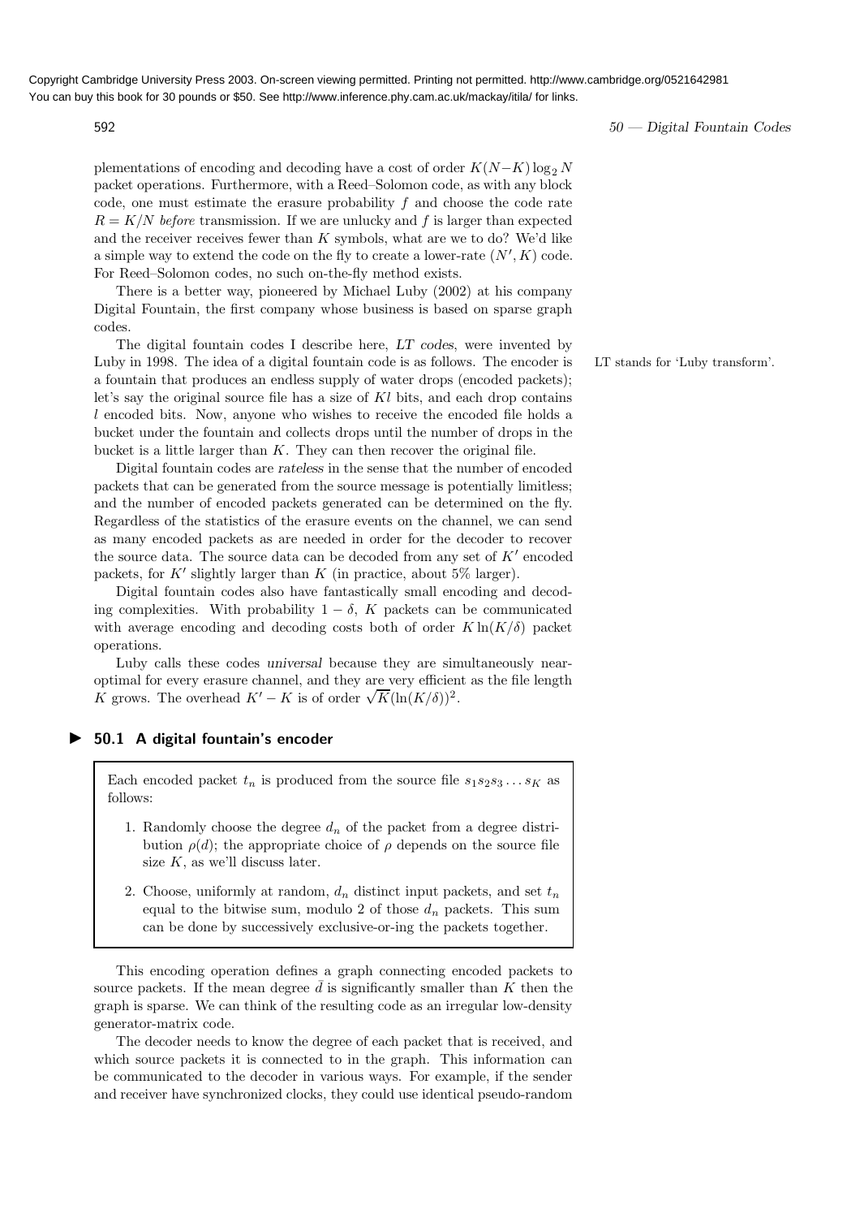plementations of encoding and decoding have a cost of order $K(N-K)\log_2 N$ packet operations. Furthermore, with a Reed–Solomon code, as with any block code, one must estimate the erasure probability $f$ and choose the code rate $R = K/N$ *before* transmission. If we are unlucky and $f$ is larger than expected and the receiver receives fewer than $K$ symbols, what are we to do? We'd like a simple way to extend the code on the fly to create a lower-rate $(N', K)$ code. For Reed–Solomon codes, no such on-the-fly method exists.

There is a better way, pioneered by Michael Luby (2002) at his company Digital Fountain, the first company whose business is based on sparse graph codes.

The digital fountain codes I describe here, *LT codes*, were invented by Luby in 1998. The idea of a digital fountain code is as follows. The encoder is a fountain that produces an endless supply of water drops (encoded packets); let's say the original source file has a size of $Kl$ bits, and each drop contains $l$ encoded bits. Now, anyone who wishes to receive the encoded file holds a bucket under the fountain and collects drops until the number of drops in the bucket is a little larger than $K$. They can then recover the original file.

LT stands for 'Luby transform'.

Digital fountain codes are *rateless* in the sense that the number of encoded packets that can be generated from the source message is potentially limitless; and the number of encoded packets generated can be determined on the fly. Regardless of the statistics of the erasure events on the channel, we can send as many encoded packets as are needed in order for the decoder to recover the source data. The source data can be decoded from any set of $K'$ encoded packets, for $K'$ slightly larger than $K$ (in practice, about 5% larger).

Digital fountain codes also have fantastically small encoding and decoding complexities. With probability $1 - \delta$, $K$ packets can be communicated with average encoding and decoding costs both of order $K \ln(K/\delta)$ packet operations.

Luby calls these codes *universal* because they are simultaneously near-optimal for every erasure channel, and they are very efficient as the file length $K$ grows. The overhead $K' - K$ is of order $\sqrt{K}(\ln(K/\delta))^2$.

## 50.1 A digital fountain's encoder

Each encoded packet $t_n$ is produced from the source file $s_1 s_2 s_3 \ldots s_K$ as follows:

1. Randomly choose the degree $d_n$ of the packet from a degree distribution $\rho(d)$; the appropriate choice of $\rho$ depends on the source file size $K$, as we'll discuss later.

2. Choose, uniformly at random, $d_n$ distinct input packets, and set $t_n$ equal to the bitwise sum, modulo 2 of those $d_n$ packets. This sum can be done by successively exclusive-or-ing the packets together.

This encoding operation defines a graph connecting encoded packets to source packets. If the mean degree $\bar{d}$ is significantly smaller than $K$ then the graph is sparse. We can think of the resulting code as an irregular low-density generator-matrix code.

The decoder needs to know the degree of each packet that is received, and which source packets it is connected to in the graph. This information can be communicated to the decoder in various ways. For example, if the sender and receiver have synchronized clocks, they could use identical pseudo-random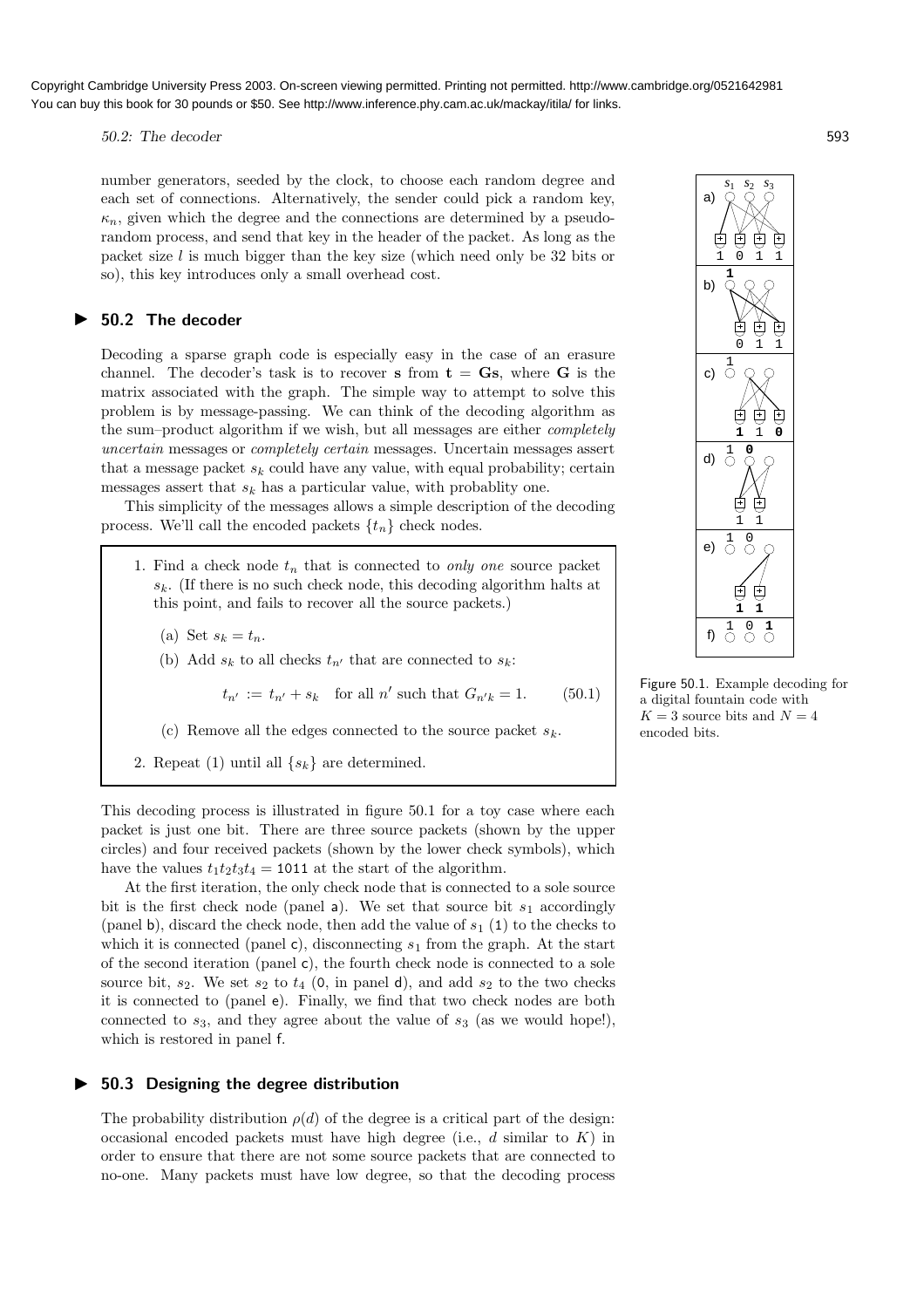number generators, seeded by the clock, to choose each random degree and each set of connections. Alternatively, the sender could pick a random key, $\kappa_n$, given which the degree and the connections are determined by a pseudo-random process, and send that key in the header of the packet. As long as the packet size $l$ is much bigger than the key size (which need only be 32 bits or so), this key introduces only a small overhead cost.

## 50.2 The decoder

Decoding a sparse graph code is especially easy in the case of an erasure channel. The decoder's task is to recover $\mathbf{s}$ from $\mathbf{t} = \mathbf{G}\mathbf{s}$, where $\mathbf{G}$ is the matrix associated with the graph. The simple way to attempt to solve this problem is by message-passing. We can think of the decoding algorithm as the sum–product algorithm if we wish, but all messages are either *completely uncertain* messages or *completely certain* messages. Uncertain messages assert that a message packet $s_k$ could have any value, with equal probability; certain messages assert that $s_k$ has a particular value, with probablity one.

This simplicity of the messages allows a simple description of the decoding process. We'll call the encoded packets $\{t_n\}$ check nodes.

1. Find a check node $t_n$ that is connected to *only one* source packet $s_k$. (If there is no such check node, this decoding algorithm halts at this point, and fails to recover all the source packets.)

   (a) Set $s_k = t_n$.

   (b) Add $s_k$ to all checks $t_{n'}$ that are connected to $s_k$:

   $$t_{n'} := t_{n'} + s_k \quad \text{for all } n' \text{ such that } G_{n'k} = 1. \qquad (50.1)$$

   (c) Remove all the edges connected to the source packet $s_k$.

2. Repeat (1) until all $\{s_k\}$ are determined.

Figure 50.1. Example decoding for a digital fountain code with $K = 3$ source bits and $N = 4$ encoded bits.

This decoding process is illustrated in figure 50.1 for a toy case where each packet is just one bit. There are three source packets (shown by the upper circles) and four received packets (shown by the lower check symbols), which have the values $t_1t_2t_3t_4 = 1011$ at the start of the algorithm.

At the first iteration, the only check node that is connected to a sole source bit is the first check node (panel a). We set that source bit $s_1$ accordingly (panel b), discard the check node, then add the value of $s_1$ (1) to the checks to which it is connected (panel c), disconnecting $s_1$ from the graph. At the start of the second iteration (panel c), the fourth check node is connected to a sole source bit, $s_2$. We set $s_2$ to $t_4$ (0, in panel d), and add $s_2$ to the two checks it is connected to (panel e). Finally, we find that two check nodes are both connected to $s_3$, and they agree about the value of $s_3$ (as we would hope!), which is restored in panel f.

## 50.3 Designing the degree distribution

The probability distribution $\rho(d)$ of the degree is a critical part of the design: occasional encoded packets must have high degree (i.e., $d$ similar to $K$) in order to ensure that there are not some source packets that are connected to no-one. Many packets must have low degree, so that the decoding process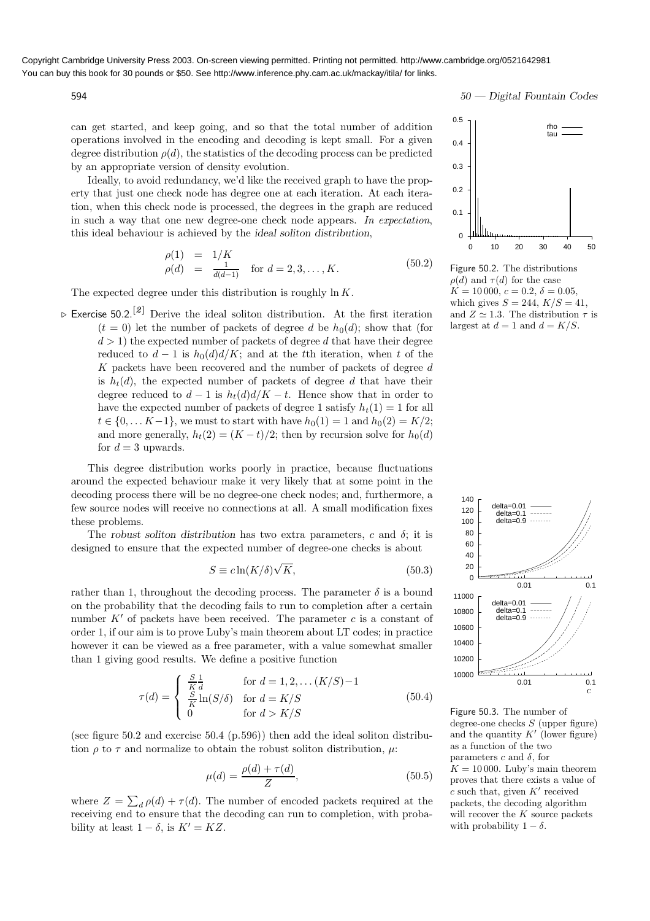can get started, and keep going, and so that the total number of addition operations involved in the encoding and decoding is kept small. For a given degree distribution $\rho(d)$, the statistics of the decoding process can be predicted by an appropriate version of density evolution.

Ideally, to avoid redundancy, we'd like the received graph to have the property that just one check node has degree one at each iteration. At each iteration, when this check node is processed, the degrees in the graph are reduced in such a way that one new degree-one check node appears. *In expectation*, this ideal behaviour is achieved by the *ideal soliton distribution*,

$$\begin{aligned} \rho(1) &= 1/K \\ \rho(d) &= \frac{1}{d(d-1)} \quad \text{for } d = 2, 3, \ldots, K. \end{aligned} \tag{50.2}$$

The expected degree under this distribution is roughly $\ln K$.

▷ Exercise 50.2.[2] Derive the ideal soliton distribution. At the first iteration ($t = 0$) let the number of packets of degree $d$ be $h_0(d)$; show that (for $d > 1$) the expected number of packets of degree $d$ that have their degree reduced to $d-1$ is $h_0(d)d/K$; and at the $t$th iteration, when $t$ of the $K$ packets have been recovered and the number of packets of degree $d$ is $h_t(d)$, the expected number of packets of degree $d$ that have their degree reduced to $d-1$ is $h_t(d)d/K - t$. Hence show that in order to have the expected number of packets of degree 1 satisfy $h_t(1) = 1$ for all $t \in \{0, \ldots K-1\}$, we must to start with have $h_0(1) = 1$ and $h_0(2) = K/2$; and more generally, $h_t(2) = (K-t)/2$; then by recursion solve for $h_0(d)$ for $d = 3$ upwards.

This degree distribution works poorly in practice, because fluctuations around the expected behaviour make it very likely that at some point in the decoding process there will be no degree-one check nodes; and, furthermore, a few source nodes will receive no connections at all. A small modification fixes these problems.

The *robust soliton distribution* has two extra parameters, $c$ and $\delta$; it is designed to ensure that the expected number of degree-one checks is about

$$S \equiv c \ln(K/\delta)\sqrt{K}, \tag{50.3}$$

rather than 1, throughout the decoding process. The parameter $\delta$ is a bound on the probability that the decoding fails to run to completion after a certain number $K'$ of packets have been received. The parameter $c$ is a constant of order 1, if our aim is to prove Luby's main theorem about LT codes; in practice however it can be viewed as a free parameter, with a value somewhat smaller than 1 giving good results. We define a positive function

$$\tau(d) = \begin{cases} \frac{S}{K}\frac{1}{d} & \text{for } d = 1, 2, \ldots (K/S)-1 \\ \frac{S}{K}\ln(S/\delta) & \text{for } d = K/S \\ 0 & \text{for } d > K/S \end{cases} \tag{50.4}$$

(see figure 50.2 and exercise 50.4 (p.596)) then add the ideal soliton distribution $\rho$ to $\tau$ and normalize to obtain the robust soliton distribution, $\mu$:

$$\mu(d) = \frac{\rho(d) + \tau(d)}{Z}, \tag{50.5}$$

where $Z = \sum_d \rho(d) + \tau(d)$. The number of encoded packets required at the receiving end to ensure that the decoding can run to completion, with probability at least $1 - \delta$, is $K' = KZ$.

Figure 50.2. The distributions $\rho(d)$ and $\tau(d)$ for the case $K = 10\,000$, $c = 0.2$, $\delta = 0.05$, which gives $S = 244$, $K/S = 41$, and $Z \simeq 1.3$. The distribution $\tau$ is largest at $d = 1$ and $d = K/S$.

Figure 50.3. The number of degree-one checks $S$ (upper figure) and the quantity $K'$ (lower figure) as a function of the two parameters $c$ and $\delta$, for $K = 10\,000$. Luby's main theorem proves that there exists a value of $c$ such that, given $K'$ received packets, the decoding algorithm will recover the $K$ source packets with probability $1 - \delta$.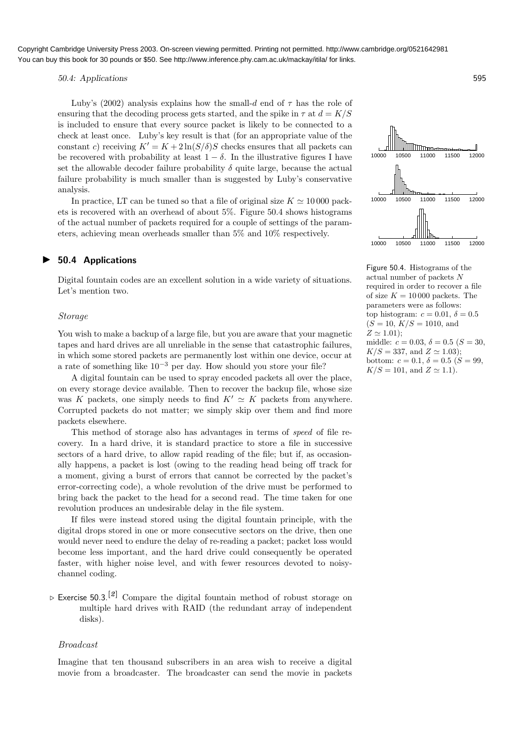Luby's (2002) analysis explains how the small-$d$ end of $\tau$ has the role of ensuring that the decoding process gets started, and the spike in $\tau$ at $d = K/S$ is included to ensure that every source packet is likely to be connected to a check at least once. Luby's key result is that (for an appropriate value of the constant $c$) receiving $K' = K + 2\ln(S/\delta)S$ checks ensures that all packets can be recovered with probability at least $1 - \delta$. In the illustrative figures I have set the allowable decoder failure probability $\delta$ quite large, because the actual failure probability is much smaller than is suggested by Luby's conservative analysis.

In practice, LT can be tuned so that a file of original size $K \simeq 10\,000$ packets is recovered with an overhead of about 5%. Figure 50.4 shows histograms of the actual number of packets required for a couple of settings of the parameters, achieving mean overheads smaller than 5% and 10% respectively.

10000 10500 11000 11500 12000

10000 10500 11000 11500 12000

10000 10500 11000 11500 12000

Figure 50.4. Histograms of the actual number of packets $N$ required in order to recover a file of size $K = 10\,000$ packets. The parameters were as follows: top histogram: $c = 0.01$, $\delta = 0.5$ ($S = 10$, $K/S = 1010$, and $Z \simeq 1.01$); middle: $c = 0.03$, $\delta = 0.5$ ($S = 30$, $K/S = 337$, and $Z \simeq 1.03$); bottom: $c = 0.1$, $\delta = 0.5$ ($S = 99$, $K/S = 101$, and $Z \simeq 1.1$).

## 50.4 Applications

Digital fountain codes are an excellent solution in a wide variety of situations. Let's mention two.

### *Storage*

You wish to make a backup of a large file, but you are aware that your magnetic tapes and hard drives are all unreliable in the sense that catastrophic failures, in which some stored packets are permanently lost within one device, occur at a rate of something like $10^{-3}$ per day. How should you store your file?

A digital fountain can be used to spray encoded packets all over the place, on every storage device available. Then to recover the backup file, whose size was $K$ packets, one simply needs to find $K' \simeq K$ packets from anywhere. Corrupted packets do not matter; we simply skip over them and find more packets elsewhere.

This method of storage also has advantages in terms of *speed* of file recovery. In a hard drive, it is standard practice to store a file in successive sectors of a hard drive, to allow rapid reading of the file; but if, as occasionally happens, a packet is lost (owing to the reading head being off track for a moment, giving a burst of errors that cannot be corrected by the packet's error-correcting code), a whole revolution of the drive must be performed to bring back the packet to the head for a second read. The time taken for one revolution produces an undesirable delay in the file system.

If files were instead stored using the digital fountain principle, with the digital drops stored in one or more consecutive sectors on the drive, then one would never need to endure the delay of re-reading a packet; packet loss would become less important, and the hard drive could consequently be operated faster, with higher noise level, and with fewer resources devoted to noisy-channel coding.

▷ Exercise 50.3.[2] Compare the digital fountain method of robust storage on multiple hard drives with RAID (the redundant array of independent disks).

### *Broadcast*

Imagine that ten thousand subscribers in an area wish to receive a digital movie from a broadcaster. The broadcaster can send the movie in packets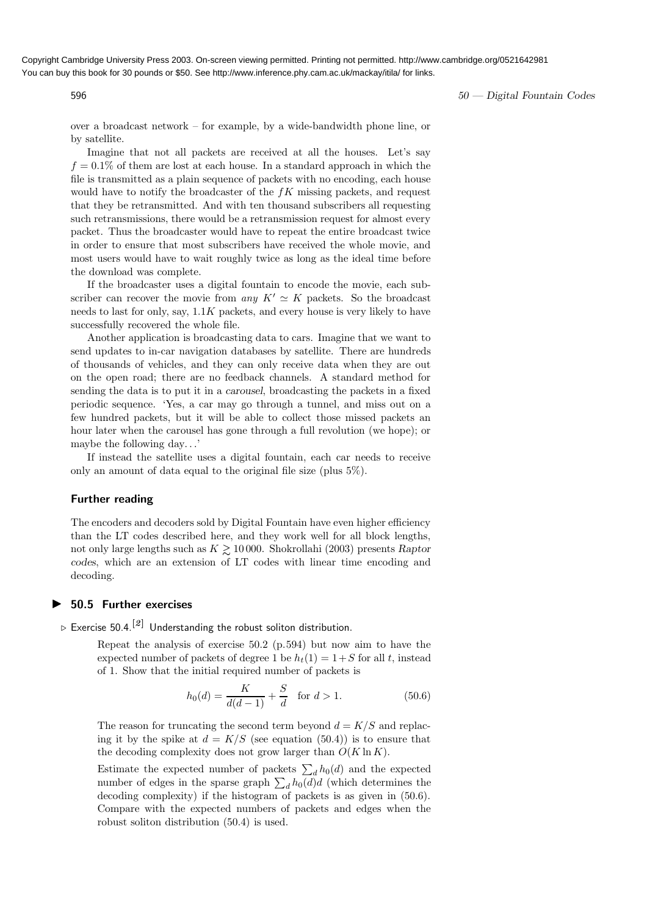over a broadcast network – for example, by a wide-bandwidth phone line, or by satellite.

Imagine that not all packets are received at all the houses. Let's say $f = 0.1\%$ of them are lost at each house. In a standard approach in which the file is transmitted as a plain sequence of packets with no encoding, each house would have to notify the broadcaster of the $fK$ missing packets, and request that they be retransmitted. And with ten thousand subscribers all requesting such retransmissions, there would be a retransmission request for almost every packet. Thus the broadcaster would have to repeat the entire broadcast twice in order to ensure that most subscribers have received the whole movie, and most users would have to wait roughly twice as long as the ideal time before the download was complete.

If the broadcaster uses a digital fountain to encode the movie, each subscriber can recover the movie from *any* $K' \simeq K$ packets. So the broadcast needs to last for only, say, $1.1K$ packets, and every house is very likely to have successfully recovered the whole file.

Another application is broadcasting data to cars. Imagine that we want to send updates to in-car navigation databases by satellite. There are hundreds of thousands of vehicles, and they can only receive data when they are out on the open road; there are no feedback channels. A standard method for sending the data is to put it in a *carousel*, broadcasting the packets in a fixed periodic sequence. 'Yes, a car may go through a tunnel, and miss out on a few hundred packets, but it will be able to collect those missed packets an hour later when the carousel has gone through a full revolution (we hope); or maybe the following day…'

If instead the satellite uses a digital fountain, each car needs to receive only an amount of data equal to the original file size (plus 5%).

### Further reading

The encoders and decoders sold by Digital Fountain have even higher efficiency than the LT codes described here, and they work well for all block lengths, not only large lengths such as $K \gtrsim 10\,000$. Shokrollahi (2003) presents *Raptor codes*, which are an extension of LT codes with linear time encoding and decoding.

## ▶ 50.5 Further exercises

▷ Exercise 50.4.[2] Understanding the robust soliton distribution.

Repeat the analysis of exercise 50.2 (p.594) but now aim to have the expected number of packets of degree 1 be $h_t(1) = 1+S$ for all $t$, instead of 1. Show that the initial required number of packets is

$$h_0(d) = \frac{K}{d(d-1)} + \frac{S}{d} \quad \text{for } d > 1. \tag{50.6}$$

The reason for truncating the second term beyond $d = K/S$ and replacing it by the spike at $d = K/S$ (see equation (50.4)) is to ensure that the decoding complexity does not grow larger than $O(K \ln K)$.

Estimate the expected number of packets $\sum_d h_0(d)$ and the expected number of edges in the sparse graph $\sum_d h_0(d)d$ (which determines the decoding complexity) if the histogram of packets is as given in (50.6). Compare with the expected numbers of packets and edges when the robust soliton distribution (50.4) is used.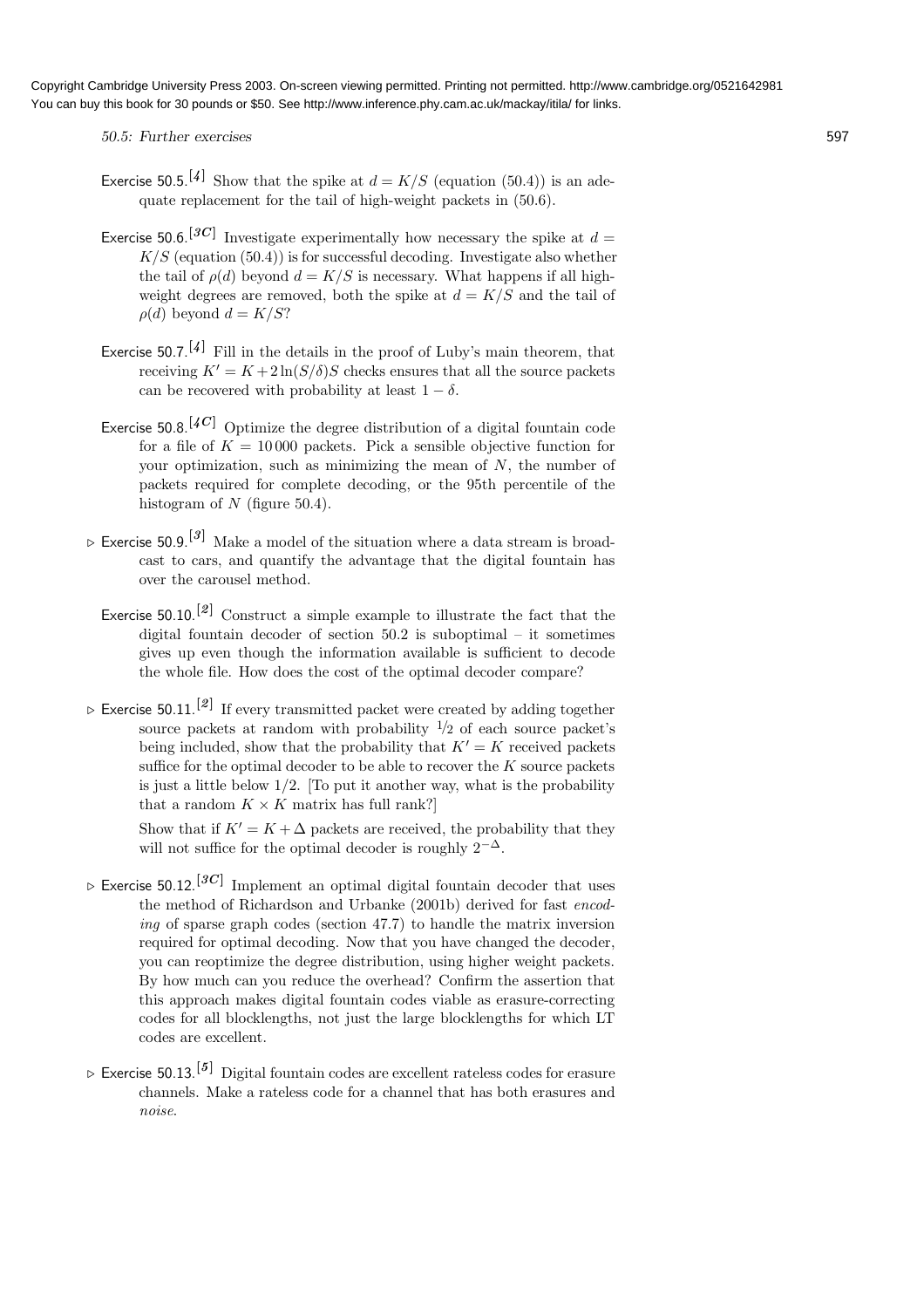Exercise 50.5.[4] Show that the spike at $d = K/S$ (equation (50.4)) is an adequate replacement for the tail of high-weight packets in (50.6).

Exercise 50.6.[3C] Investigate experimentally how necessary the spike at $d = K/S$ (equation (50.4)) is for successful decoding. Investigate also whether the tail of $\rho(d)$ beyond $d = K/S$ is necessary. What happens if all high-weight degrees are removed, both the spike at $d = K/S$ and the tail of $\rho(d)$ beyond $d = K/S$?

Exercise 50.7.[4] Fill in the details in the proof of Luby's main theorem, that receiving $K' = K + 2\ln(S/\delta)S$ checks ensures that all the source packets can be recovered with probability at least $1 - \delta$.

Exercise 50.8.[4C] Optimize the degree distribution of a digital fountain code for a file of $K = 10\,000$ packets. Pick a sensible objective function for your optimization, such as minimizing the mean of $N$, the number of packets required for complete decoding, or the 95th percentile of the histogram of $N$ (figure 50.4).

▷ Exercise 50.9.[3] Make a model of the situation where a data stream is broadcast to cars, and quantify the advantage that the digital fountain has over the carousel method.

Exercise 50.10.[2] Construct a simple example to illustrate the fact that the digital fountain decoder of section 50.2 is suboptimal – it sometimes gives up even though the information available is sufficient to decode the whole file. How does the cost of the optimal decoder compare?

▷ Exercise 50.11.[2] If every transmitted packet were created by adding together source packets at random with probability $1/2$ of each source packet's being included, show that the probability that $K' = K$ received packets suffice for the optimal decoder to be able to recover the $K$ source packets is just a little below $1/2$. [To put it another way, what is the probability that a random $K \times K$ matrix has full rank?]

Show that if $K' = K + \Delta$ packets are received, the probability that they will not suffice for the optimal decoder is roughly $2^{-\Delta}$.

▷ Exercise 50.12.[3C] Implement an optimal digital fountain decoder that uses the method of Richardson and Urbanke (2001b) derived for fast *encoding* of sparse graph codes (section 47.7) to handle the matrix inversion required for optimal decoding. Now that you have changed the decoder, you can reoptimize the degree distribution, using higher weight packets. By how much can you reduce the overhead? Confirm the assertion that this approach makes digital fountain codes viable as erasure-correcting codes for all blocklengths, not just the large blocklengths for which LT codes are excellent.

▷ Exercise 50.13.[5] Digital fountain codes are excellent rateless codes for erasure channels. Make a rateless code for a channel that has both erasures and *noise*.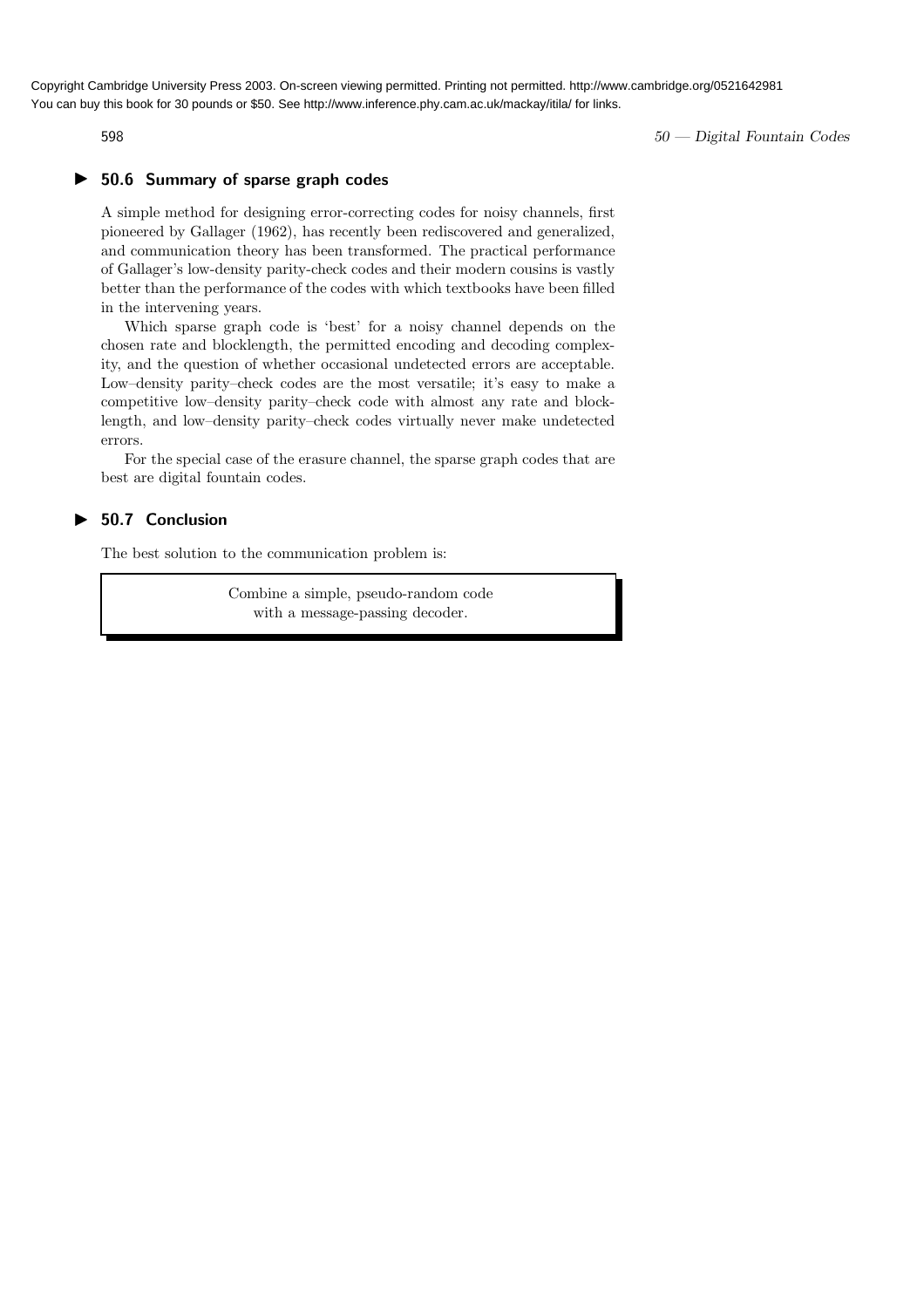## ▶ 50.6 Summary of sparse graph codes

A simple method for designing error-correcting codes for noisy channels, first pioneered by Gallager (1962), has recently been rediscovered and generalized, and communication theory has been transformed. The practical performance of Gallager's low-density parity-check codes and their modern cousins is vastly better than the performance of the codes with which textbooks have been filled in the intervening years.

Which sparse graph code is 'best' for a noisy channel depends on the chosen rate and blocklength, the permitted encoding and decoding complexity, and the question of whether occasional undetected errors are acceptable. Low–density parity–check codes are the most versatile; it's easy to make a competitive low–density parity–check code with almost any rate and blocklength, and low–density parity–check codes virtually never make undetected errors.

For the special case of the erasure channel, the sparse graph codes that are best are digital fountain codes.

## ▶ 50.7 Conclusion

The best solution to the communication problem is:

> Combine a simple, pseudo-random code
> with a message-passing decoder.